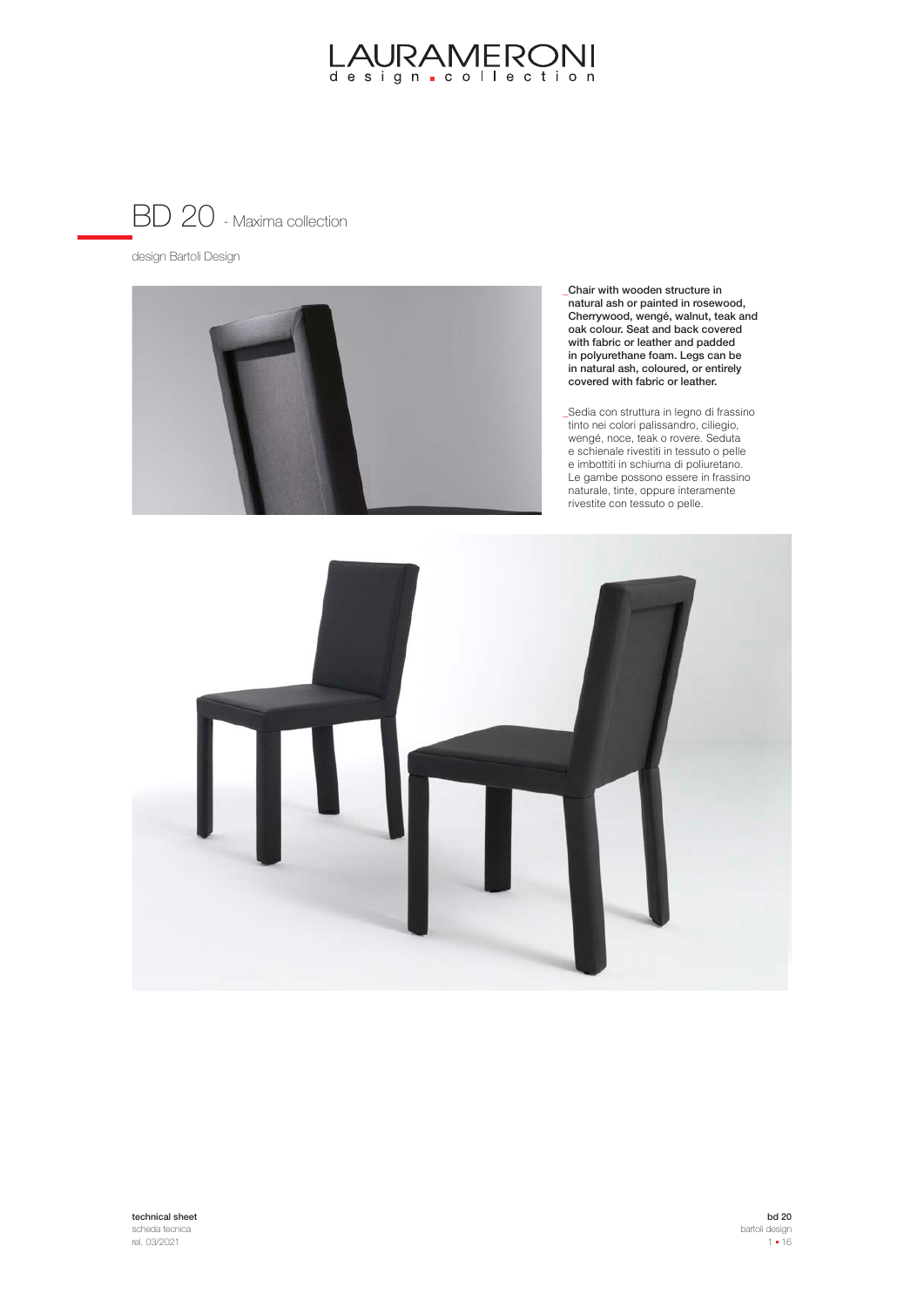# LAURAMERONI
design collection

## BD 20 - Maxima collection

design Bartoli Design

**_Chair with wooden structure in natural ash or painted in rosewood, Cherrywood, wengé, walnut, teak and oak colour. Seat and back covered with fabric or leather and padded in polyurethane foam. Legs can be in natural ash, coloured, or entirely covered with fabric or leather.**

_Sedia con struttura in legno di frassino tinto nei colori palissandro, ciliegio, wengé, noce, teak o rovere. Seduta e schienale rivestiti in tessuto o pelle e imbottiti in schiuma di poliuretano. Le gambe possono essere in frassino naturale, tinte, oppure interamente rivestite con tessuto o pelle.

**technical sheet**
scheda tecnica
rel. 03/2021

**bd 20**
bartoli design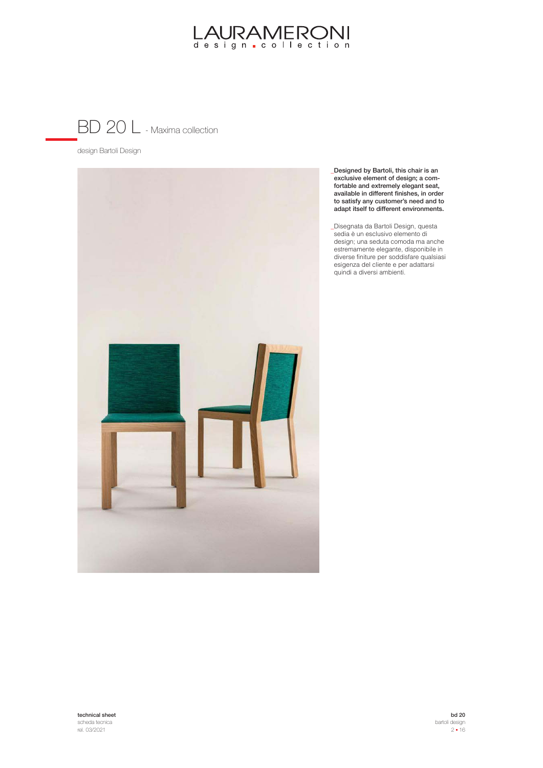# BD 20 L - Maxima collection

design Bartoli Design

_Designed by Bartoli, this chair is an exclusive element of design; a comfortable and extremely elegant seat, available in different finishes, in order to satisfy any customer's need and to adapt itself to different environments.**

_Disegnata da Bartoli Design, questa sedia è un esclusivo elemento di design; una seduta comoda ma anche estremamente elegante, disponibile in diverse finiture per soddisfare qualsiasi esigenza del cliente e per adattarsi quindi a diversi ambienti.

**technical sheet**
scheda tecnica
rel. 03/2021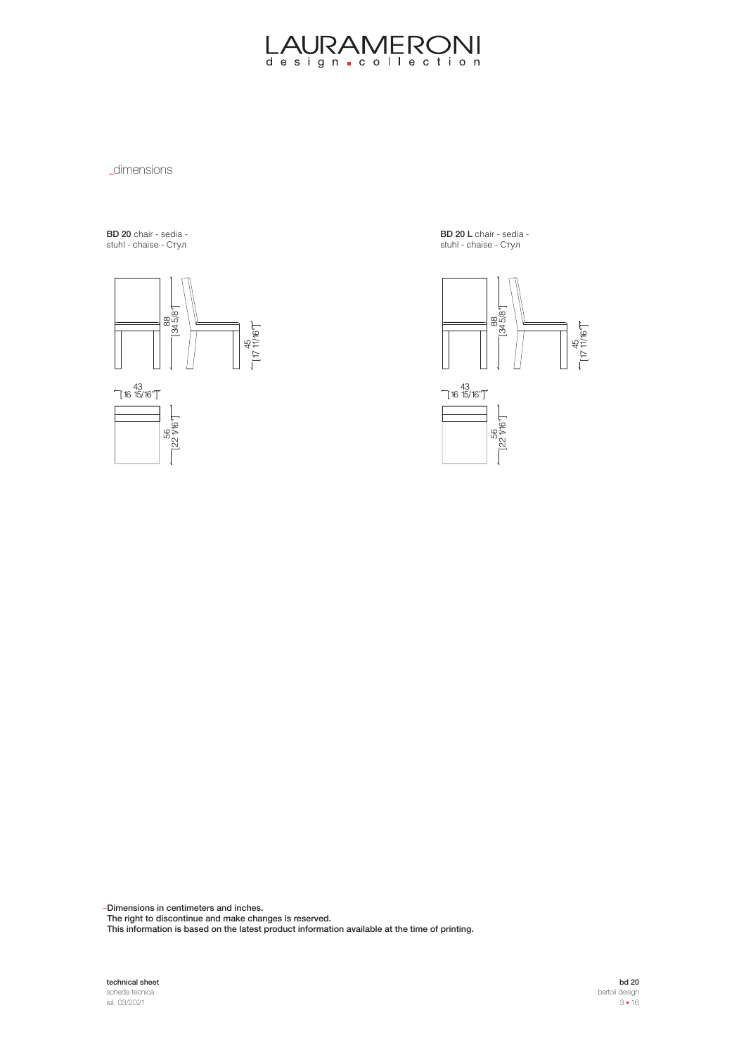LAURAMERONI
design collection

_dimensions

**BD 20** chair - sedia - stuhl - chaise - Стул

88 [34 5/8"]

45 [17 11/16"]

43 [16 15/16"]

56 [22 1/16"]

**BD 20 L** chair - sedia - stuhl - chaise - Стул

88 [34 5/8"]

45 [17 11/16"]

43 [16 15/16"]

56 [22 1/16"]

–Dimensions in centimeters and inches.
The right to discontinue and make changes is reserved.
This information is based on the latest product information available at the time of printing.

**technical sheet**
scheda tecnica
rel. 03/2021

**bd 20**
bartoli design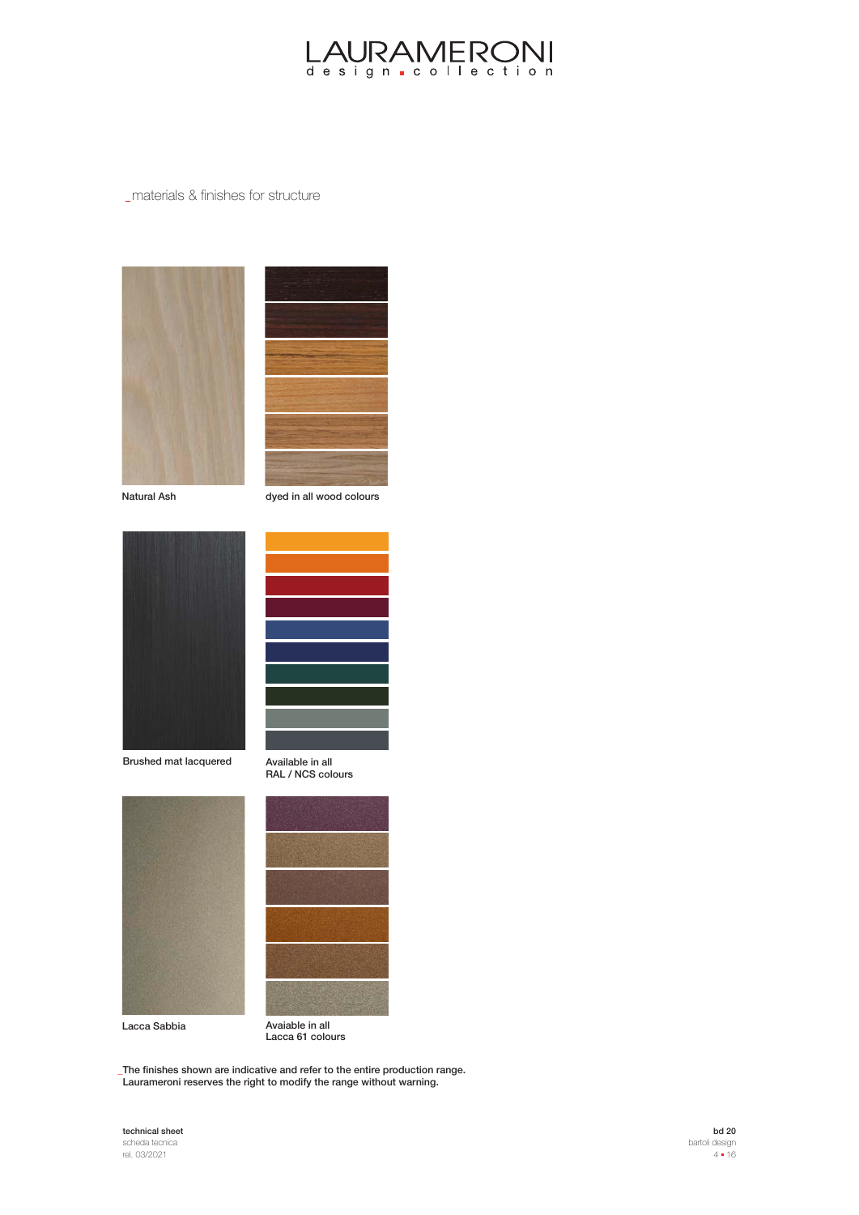# LAURAMERONI
design collection

_materials & finishes for structure

Natural Ash

dyed in all wood colours

Brushed mat lacquered

Available in all
RAL / NCS colours

Lacca Sabbia

Avaiable in all
Lacca 61 colours

_The finishes shown are indicative and refer to the entire production range.
Laurameroni reserves the right to modify the range without warning.

**technical sheet**
scheda tecnica
rel. 03/2021

**bd 20**
bartoli design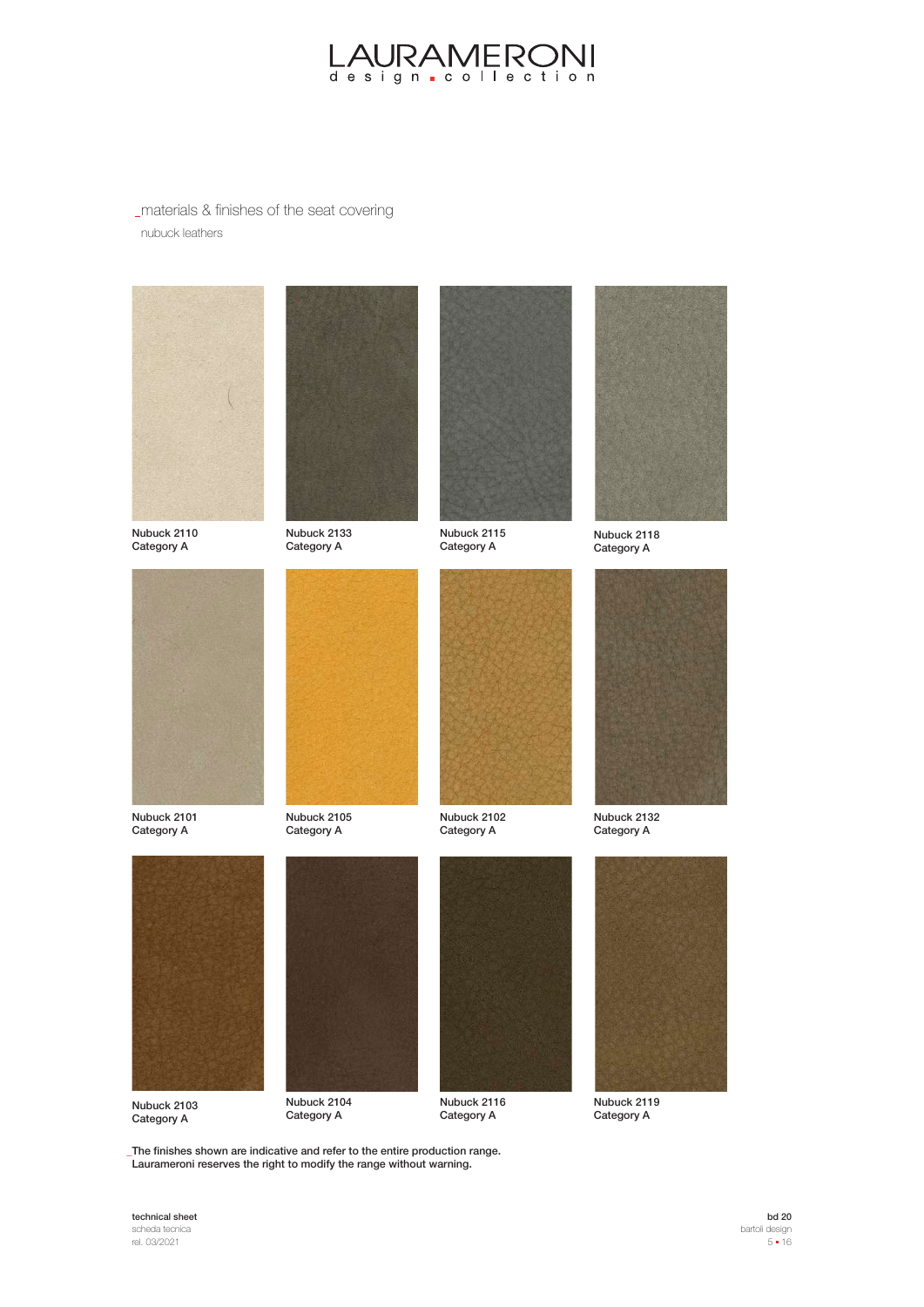# LAURAMERONI
design collection

## _materials & finishes of the seat covering

nubuck leathers

Nubuck 2110
Category A

Nubuck 2133
Category A

Nubuck 2115
Category A

Nubuck 2118
Category A

Nubuck 2101
Category A

Nubuck 2105
Category A

Nubuck 2102
Category A

Nubuck 2132
Category A

Nubuck 2103
Category A

Nubuck 2104
Category A

Nubuck 2116
Category A

Nubuck 2119
Category A

_The finishes shown are indicative and refer to the entire production range.
Laurameroni reserves the right to modify the range without warning.

**technical sheet**
scheda tecnica
rel. 03/2021

**bd 20**
bartoli design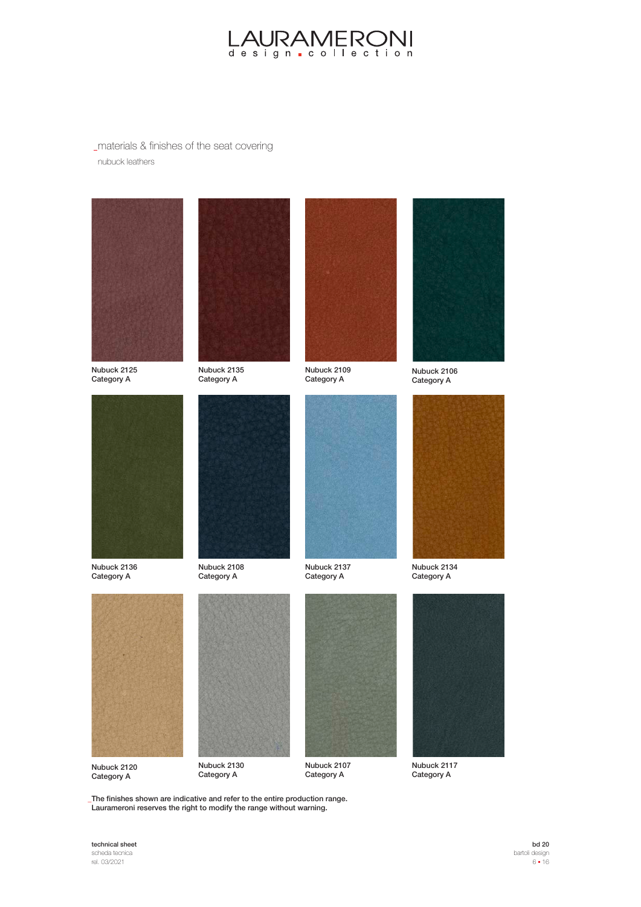## _materials & finishes of the seat covering

nubuck leathers

Nubuck 2125
Category A

Nubuck 2135
Category A

Nubuck 2109
Category A

Nubuck 2106
Category A

Nubuck 2136
Category A

Nubuck 2108
Category A

Nubuck 2137
Category A

Nubuck 2134
Category A

Nubuck 2120
Category A

Nubuck 2130
Category A

Nubuck 2107
Category A

Nubuck 2117
Category A

_The finishes shown are indicative and refer to the entire production range.
Laurameroni reserves the right to modify the range without warning.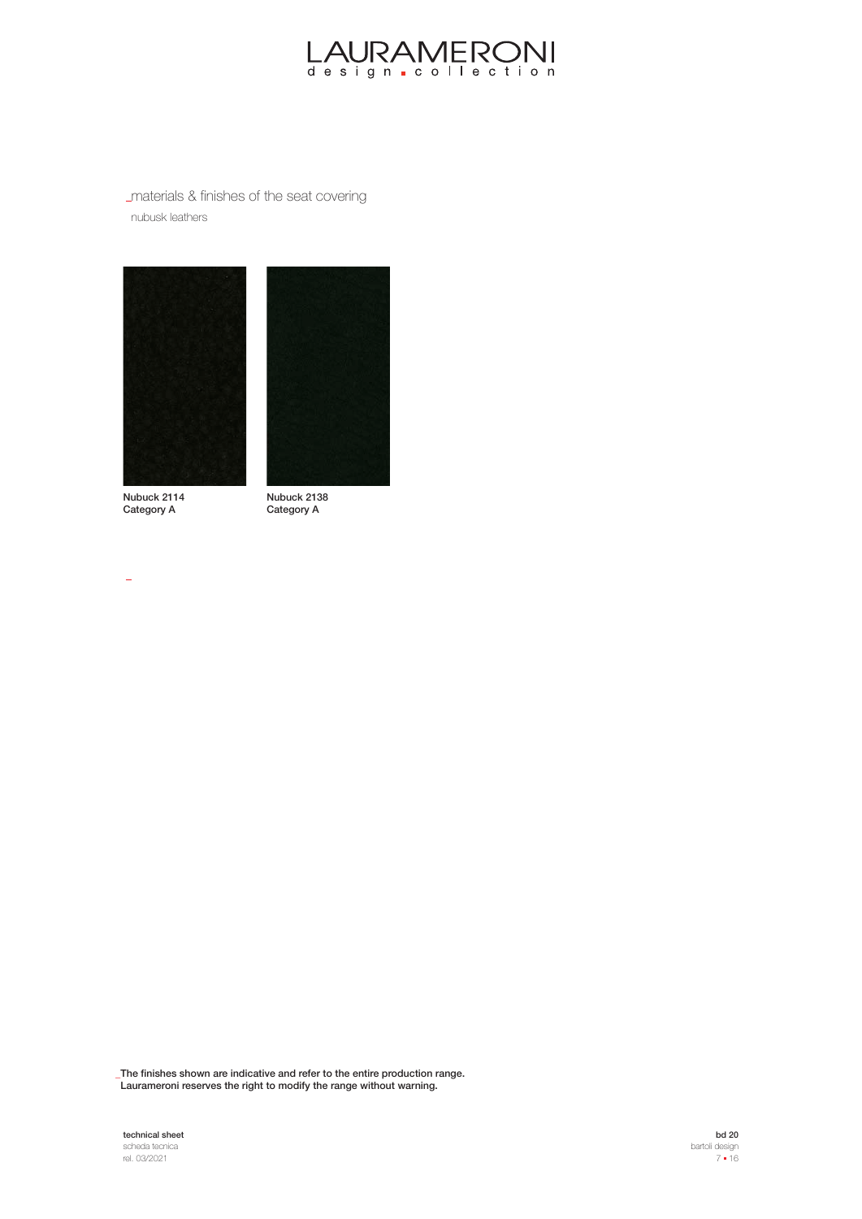## _materials & finishes of the seat covering

nubusk leathers

Nubuck 2114
Category A

Nubuck 2138
Category A

_The finishes shown are indicative and refer to the entire production range.
Laurameroni reserves the right to modify the range without warning.

**technical sheet**
scheda tecnica
rel. 03/2021

**bd 20**
bartoli design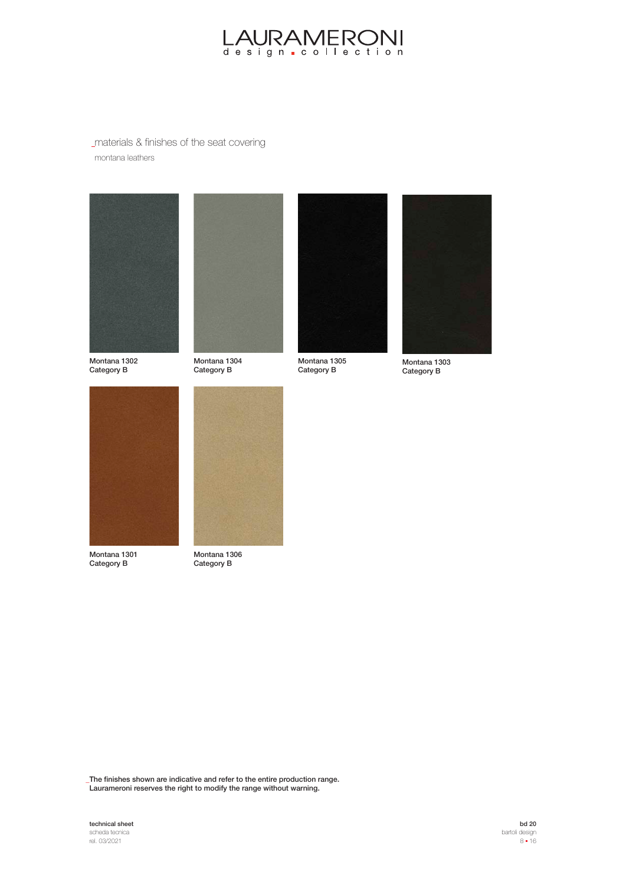## _materials & finishes of the seat covering

montana leathers

Montana 1302
Category B

Montana 1304
Category B

Montana 1305
Category B

Montana 1303
Category B

Montana 1301
Category B

Montana 1306
Category B

_The finishes shown are indicative and refer to the entire production range.
Laurameroni reserves the right to modify the range without warning.

**technical sheet**
scheda tecnica
rel. 03/2021

**bd 20**
bartoli design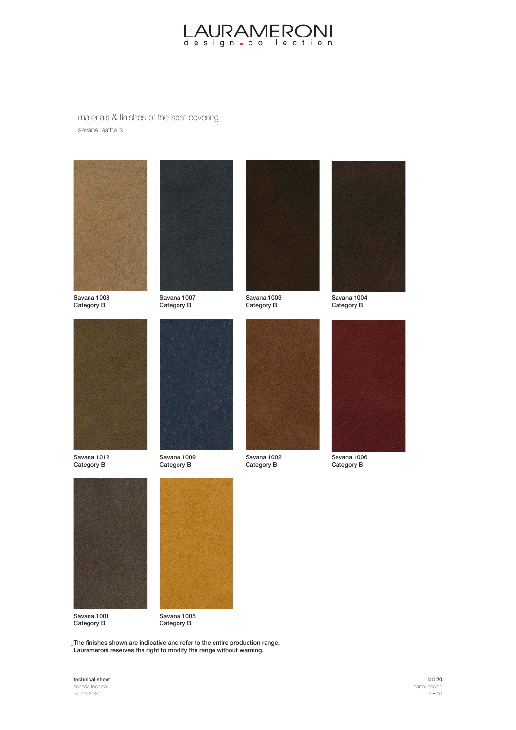## _materials & finishes of the seat covering

savana leathers

Savana 1008
Category B

Savana 1007
Category B

Savana 1003
Category B

Savana 1004
Category B

Savana 1012
Category B

Savana 1009
Category B

Savana 1002
Category B

Savana 1006
Category B

Savana 1001
Category B

Savana 1005
Category B

_The finishes shown are indicative and refer to the entire production range.
Laurameroni reserves the right to modify the range without warning.

**technical sheet**
scheda tecnica
rel. 03/2021

**bd 20**
bartoli design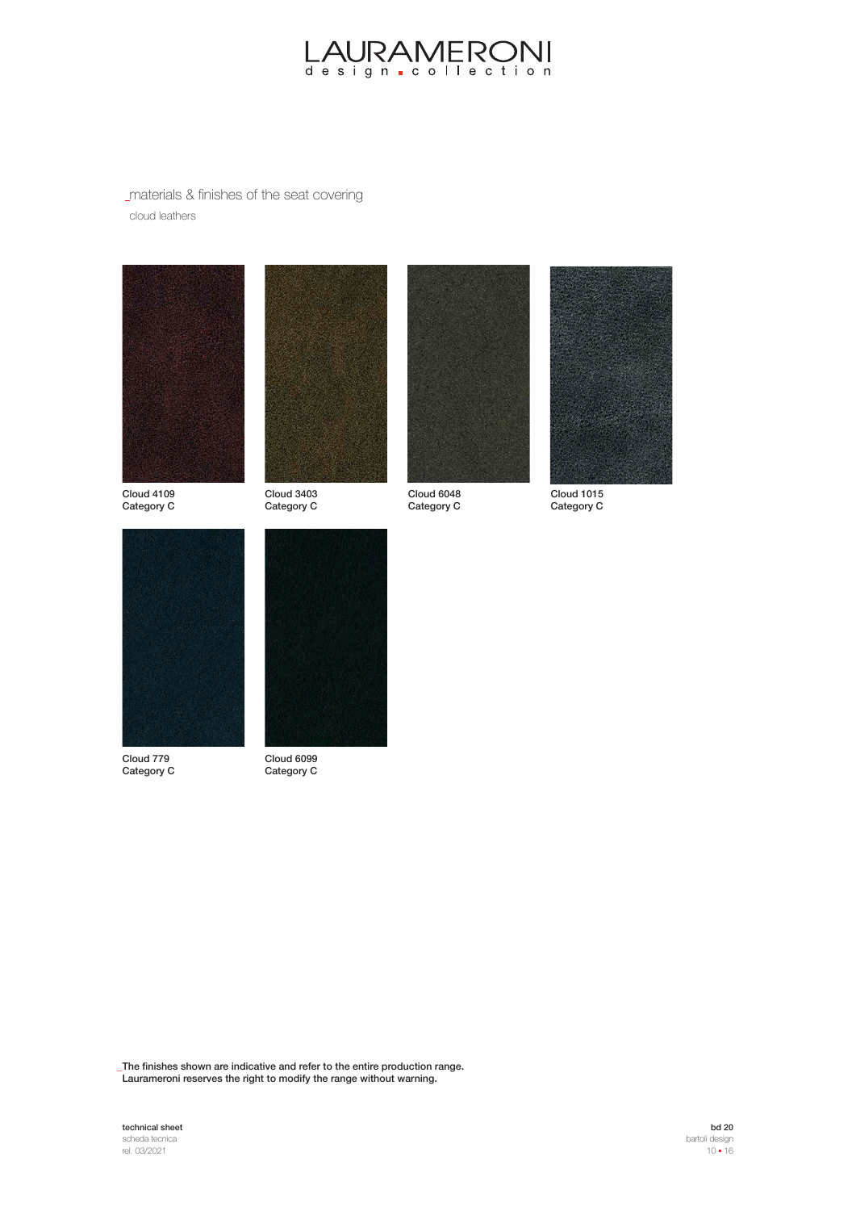## _materials & finishes of the seat covering

cloud leathers

Cloud 4109
Category C

Cloud 3403
Category C

Cloud 6048
Category C

Cloud 1015
Category C

Cloud 779
Category C

Cloud 6099
Category C

_The finishes shown are indicative and refer to the entire production range.
Laurameroni reserves the right to modify the range without warning.

**technical sheet**
scheda tecnica
rel. 03/2021

**bd 20**
bartoli design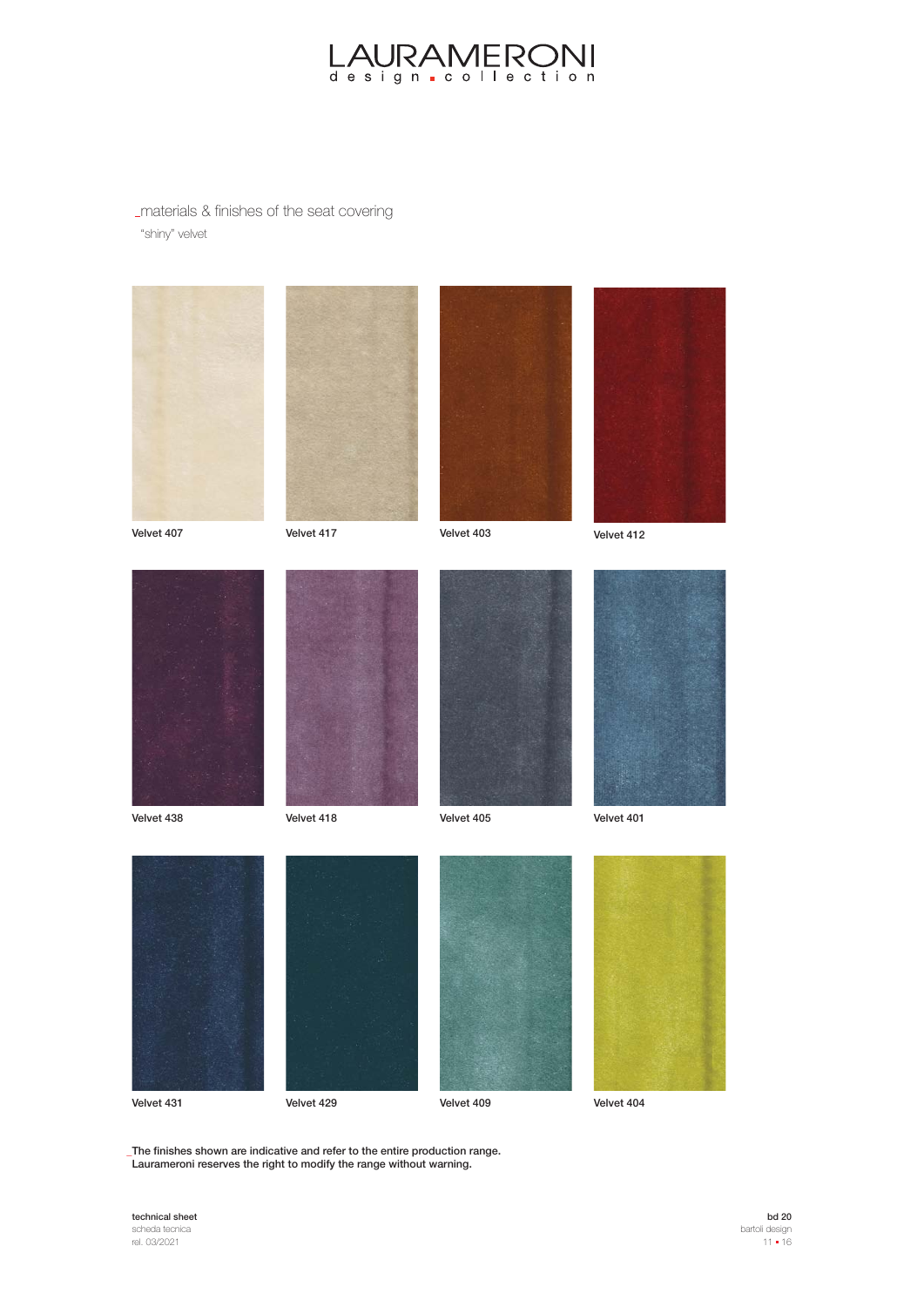## _materials & finishes of the seat covering

"shiny" velvet

Velvet 407

Velvet 417

Velvet 403

Velvet 412

Velvet 438

Velvet 418

Velvet 405

Velvet 401

Velvet 431

Velvet 429

Velvet 409

Velvet 404

_The finishes shown are indicative and refer to the entire production range.
Laurameroni reserves the right to modify the range without warning.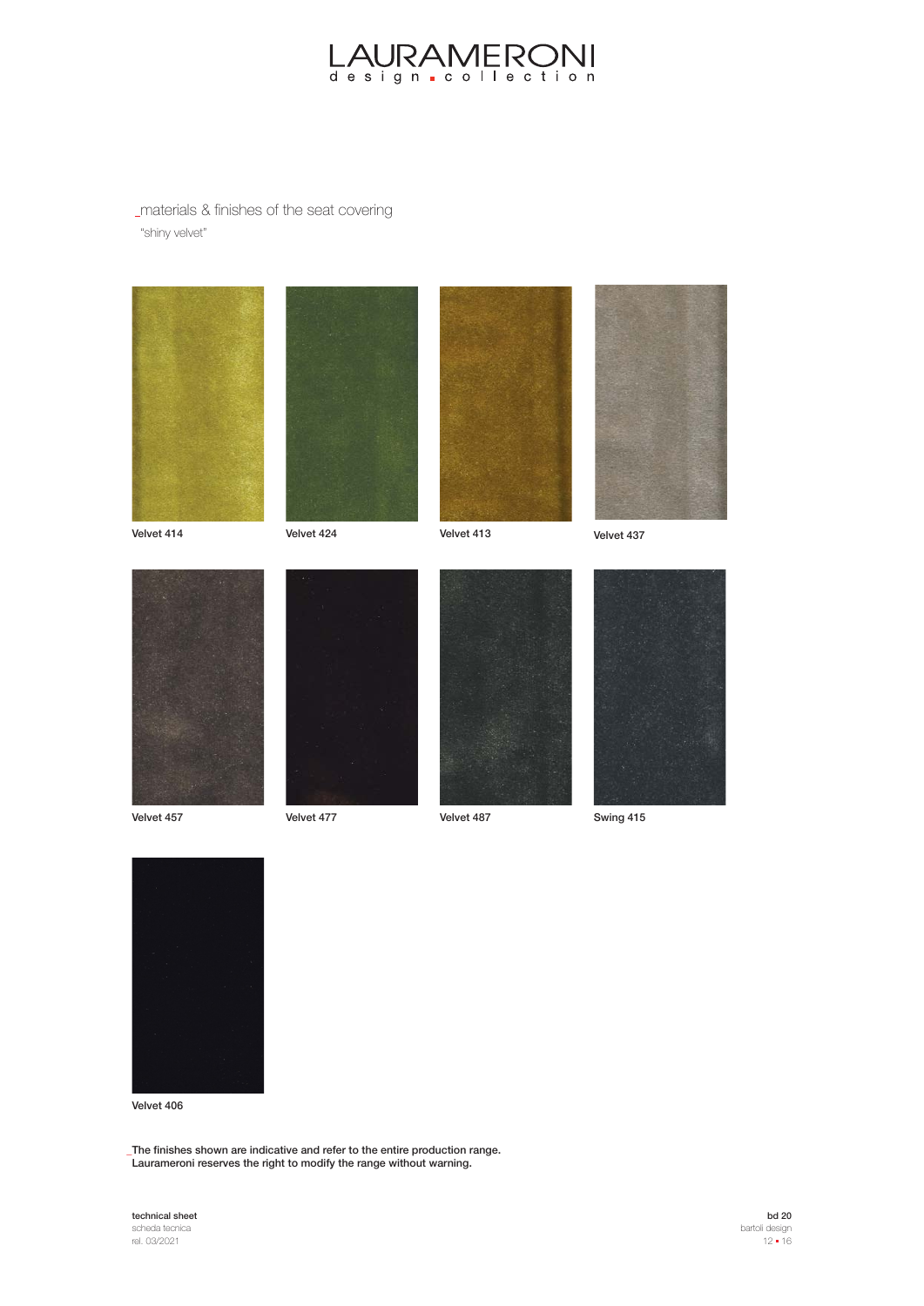# LAURAMERONI
design collection

## _materials & finishes of the seat covering

"shiny velvet"

Velvet 414

Velvet 424

Velvet 413

Velvet 437

Velvet 457

Velvet 477

Velvet 487

Swing 415

Velvet 406

_The finishes shown are indicative and refer to the entire production range.
Laurameroni reserves the right to modify the range without warning.

**technical sheet**
scheda tecnica
rel. 03/2021

**bd 20**
bartoli design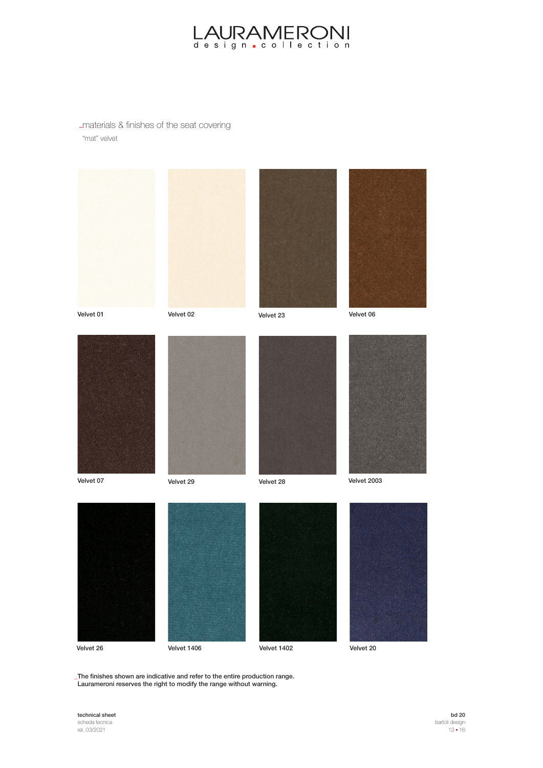LAURAMERONI
design collection

## _materials & finishes of the seat covering

"mat" velvet

Velvet 01

Velvet 02

Velvet 23

Velvet 06

Velvet 07

Velvet 29

Velvet 28

Velvet 2003

Velvet 26

Velvet 1406

Velvet 1402

Velvet 20

_The finishes shown are indicative and refer to the entire production range.
Laurameroni reserves the right to modify the range without warning.

**technical sheet**
scheda tecnica
rel. 03/2021

**bd 20**
bartoli design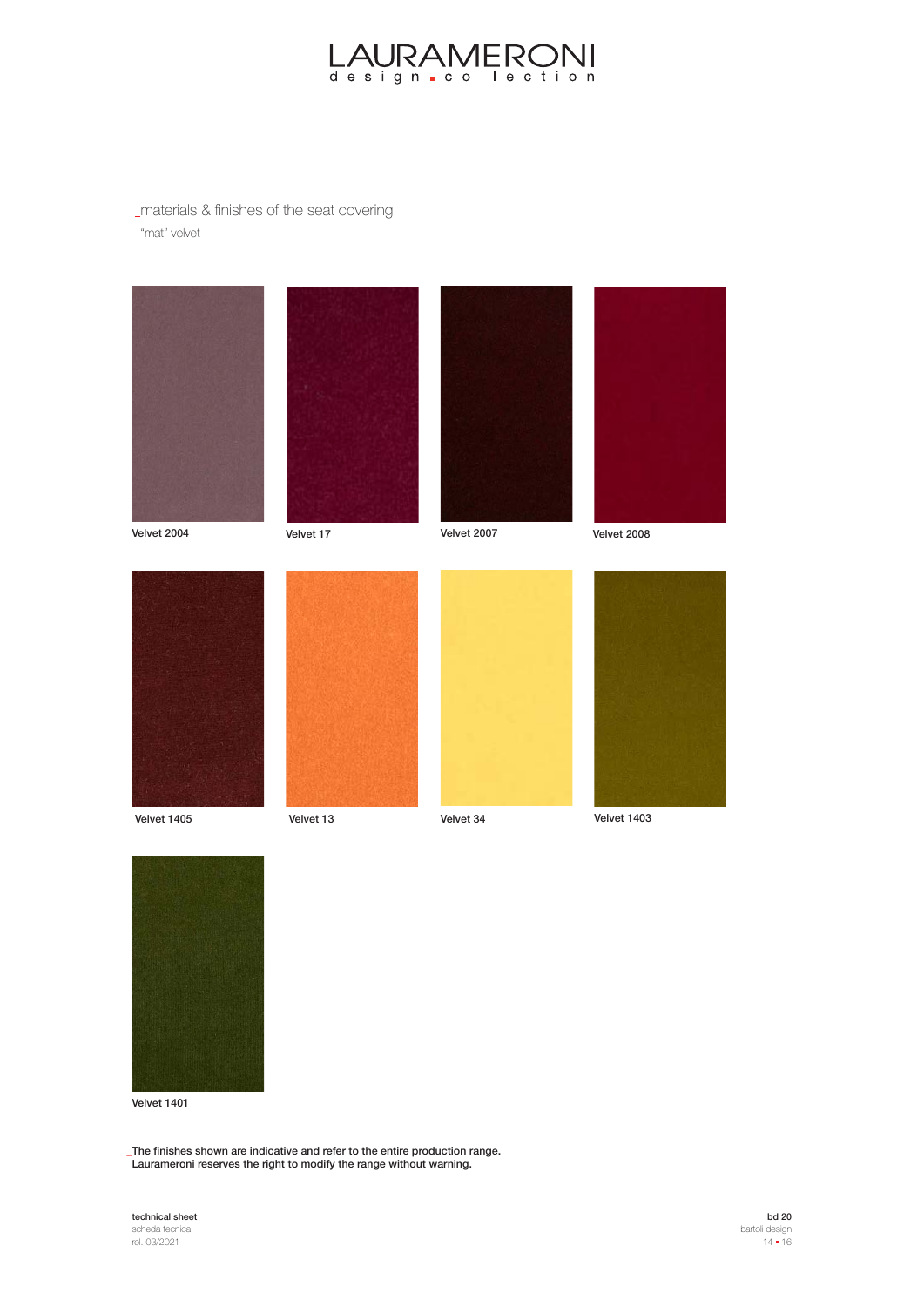## _materials & finishes of the seat covering

"mat" velvet

Velvet 2004

Velvet 17

Velvet 2007

Velvet 2008

Velvet 1405

Velvet 13

Velvet 34

Velvet 1403

Velvet 1401

_The finishes shown are indicative and refer to the entire production range.
Laurameroni reserves the right to modify the range without warning.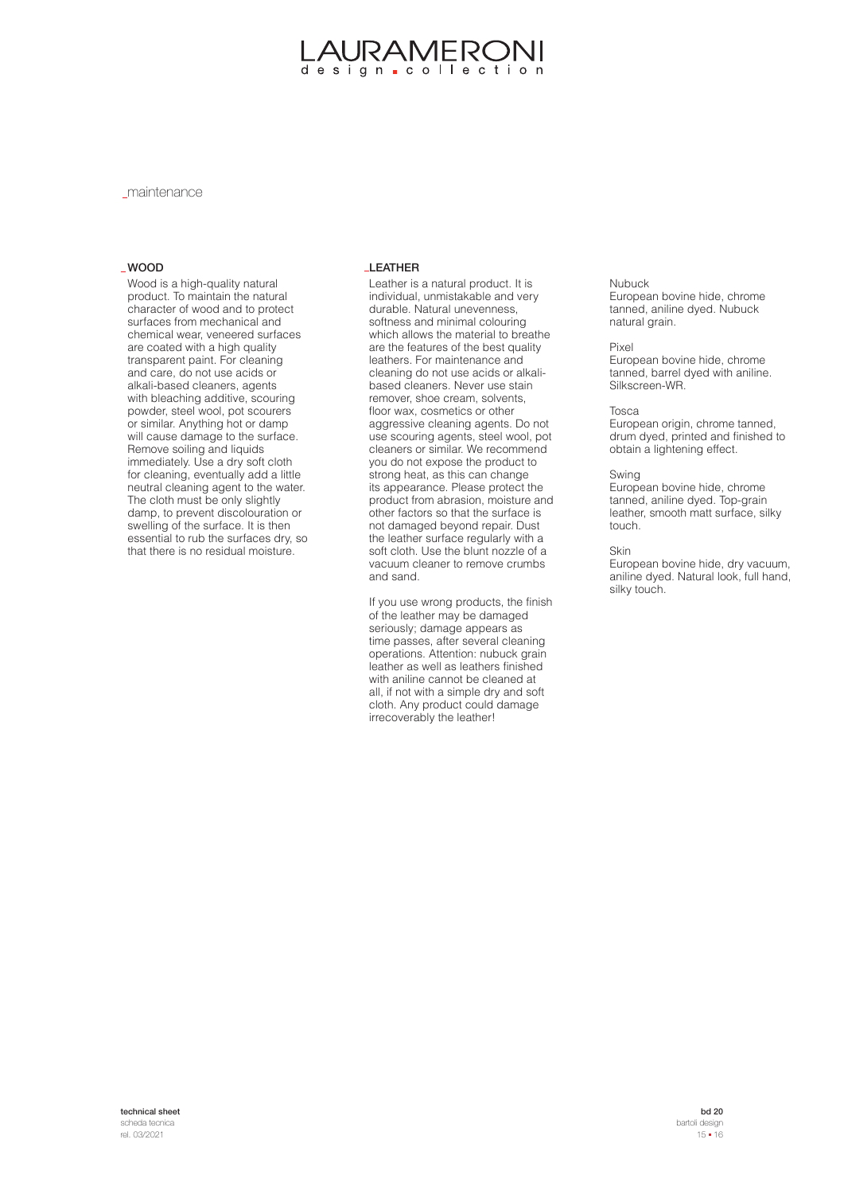# LAURAMERONI
design collection

## _maintenance

### _WOOD

Wood is a high-quality natural product. To maintain the natural character of wood and to protect surfaces from mechanical and chemical wear, veneered surfaces are coated with a high quality transparent paint. For cleaning and care, do not use acids or alkali-based cleaners, agents with bleaching additive, scouring powder, steel wool, pot scourers or similar. Anything hot or damp will cause damage to the surface. Remove soiling and liquids immediately. Use a dry soft cloth for cleaning, eventually add a little neutral cleaning agent to the water. The cloth must be only slightly damp, to prevent discolouration or swelling of the surface. It is then essential to rub the surfaces dry, so that there is no residual moisture.

### _LEATHER

Leather is a natural product. It is individual, unmistakable and very durable. Natural unevenness, softness and minimal colouring which allows the material to breathe are the features of the best quality leathers. For maintenance and cleaning do not use acids or alkali-based cleaners. Never use stain remover, shoe cream, solvents, floor wax, cosmetics or other aggressive cleaning agents. Do not use scouring agents, steel wool, pot cleaners or similar. We recommend you do not expose the product to strong heat, as this can change its appearance. Please protect the product from abrasion, moisture and other factors so that the surface is not damaged beyond repair. Dust the leather surface regularly with a soft cloth. Use the blunt nozzle of a vacuum cleaner to remove crumbs and sand.

If you use wrong products, the finish of the leather may be damaged seriously; damage appears as time passes, after several cleaning operations. Attention: nubuck grain leather as well as leathers finished with aniline cannot be cleaned at all, if not with a simple dry and soft cloth. Any product could damage irrecoverably the leather!

Nubuck
European bovine hide, chrome tanned, aniline dyed. Nubuck natural grain.

Pixel
European bovine hide, chrome tanned, barrel dyed with aniline. Silkscreen-WR.

Tosca
European origin, chrome tanned, drum dyed, printed and finished to obtain a lightening effect.

Swing
European bovine hide, chrome tanned, aniline dyed. Top-grain leather, smooth matt surface, silky touch.

Skin
European bovine hide, dry vacuum, aniline dyed. Natural look, full hand, silky touch.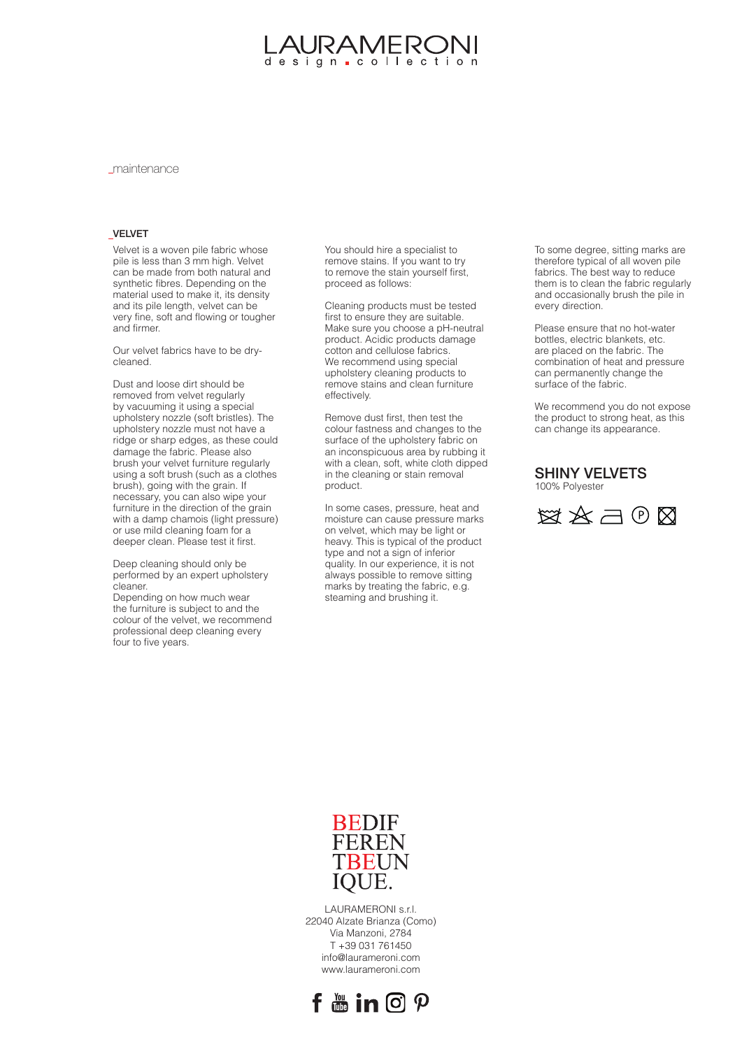# LAURAMERONI
design collection

_maintenance

## _VELVET

Velvet is a woven pile fabric whose pile is less than 3 mm high. Velvet can be made from both natural and synthetic fibres. Depending on the material used to make it, its density and its pile length, velvet can be very fine, soft and flowing or tougher and firmer.

Our velvet fabrics have to be dry-cleaned.

Dust and loose dirt should be removed from velvet regularly by vacuuming it using a special upholstery nozzle (soft bristles). The upholstery nozzle must not have a ridge or sharp edges, as these could damage the fabric. Please also brush your velvet furniture regularly using a soft brush (such as a clothes brush), going with the grain. If necessary, you can also wipe your furniture in the direction of the grain with a damp chamois (light pressure) or use mild cleaning foam for a deeper clean. Please test it first.

Deep cleaning should only be performed by an expert upholstery cleaner.
Depending on how much wear the furniture is subject to and the colour of the velvet, we recommend professional deep cleaning every four to five years.

You should hire a specialist to remove stains. If you want to try to remove the stain yourself first, proceed as follows:

Cleaning products must be tested first to ensure they are suitable. Make sure you choose a pH-neutral product. Acidic products damage cotton and cellulose fabrics.
We recommend using special upholstery cleaning products to remove stains and clean furniture effectively.

Remove dust first, then test the colour fastness and changes to the surface of the upholstery fabric on an inconspicuous area by rubbing it with a clean, soft, white cloth dipped in the cleaning or stain removal product.

In some cases, pressure, heat and moisture can cause pressure marks on velvet, which may be light or heavy. This is typical of the product type and not a sign of inferior quality. In our experience, it is not always possible to remove sitting marks by treating the fabric, e.g. steaming and brushing it.

To some degree, sitting marks are therefore typical of all woven pile fabrics. The best way to reduce them is to clean the fabric regularly and occasionally brush the pile in every direction.

Please ensure that no hot-water bottles, electric blankets, etc. are placed on the fabric. The combination of heat and pressure can permanently change the surface of the fabric.

We recommend you do not expose the product to strong heat, as this can change its appearance.

## SHINY VELVETS

100% Polyester

BEDIF
FEREN
TBEUN
IQUE.

LAURAMERONI s.r.l.
22040 Alzate Brianza (Como)
Via Manzoni, 2784
T +39 031 761450
info@laurameroni.com
www.laurameroni.com